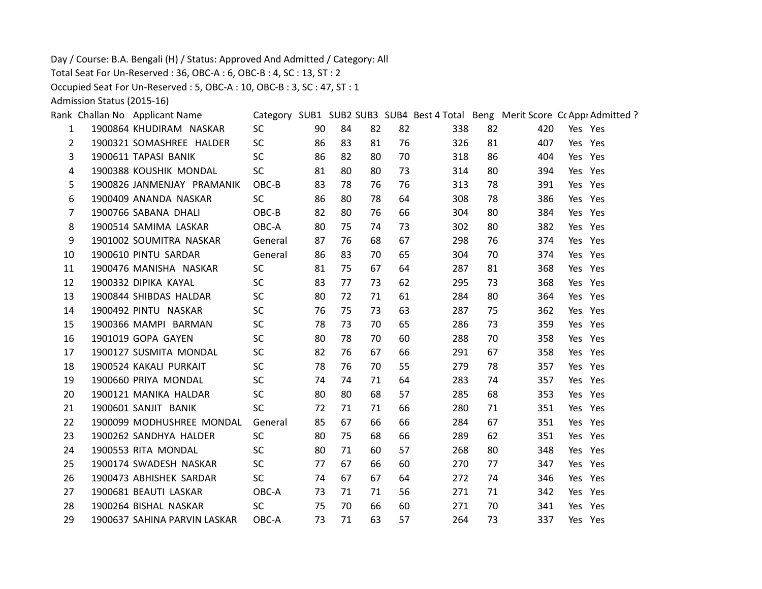Day / Course: B.A. Bengali (H) / Status: Approved And Admitted / Category: All

Total Seat For Un-Reserved : 36, OBC-A : 6, OBC-B : 4, SC : 13, ST : 2

Occupied Seat For Un-Reserved : 5, OBC-A : 10, OBC-B : 3, SC : 47, ST : 1

Admission Status (2015-16)

| Rank | Challan No | Applicant Name | Category | SUB1 | SUB2 | SUB3 | SUB4 | Best 4 Total | Beng | Merit Score | Cc | Appr | Admitted ? |
|---|---|---|---|---|---|---|---|---|---|---|---|---|---|
| 1 | 1900864 | KHUDIRAM NASKAR | SC | 90 | 84 | 82 | 82 | 338 | 82 | 420 | | Yes | Yes |
| 2 | 1900321 | SOMASHREE HALDER | SC | 86 | 83 | 81 | 76 | 326 | 81 | 407 | | Yes | Yes |
| 3 | 1900611 | TAPASI BANIK | SC | 86 | 82 | 80 | 70 | 318 | 86 | 404 | | Yes | Yes |
| 4 | 1900388 | KOUSHIK MONDAL | SC | 81 | 80 | 80 | 73 | 314 | 80 | 394 | | Yes | Yes |
| 5 | 1900826 | JANMENJAY PRAMANIK | OBC-B | 83 | 78 | 76 | 76 | 313 | 78 | 391 | | Yes | Yes |
| 6 | 1900409 | ANANDA NASKAR | SC | 86 | 80 | 78 | 64 | 308 | 78 | 386 | | Yes | Yes |
| 7 | 1900766 | SABANA DHALI | OBC-B | 82 | 80 | 76 | 66 | 304 | 80 | 384 | | Yes | Yes |
| 8 | 1900514 | SAMIMA LASKAR | OBC-A | 80 | 75 | 74 | 73 | 302 | 80 | 382 | | Yes | Yes |
| 9 | 1901002 | SOUMITRA NASKAR | General | 87 | 76 | 68 | 67 | 298 | 76 | 374 | | Yes | Yes |
| 10 | 1900610 | PINTU SARDAR | General | 86 | 83 | 70 | 65 | 304 | 70 | 374 | | Yes | Yes |
| 11 | 1900476 | MANISHA NASKAR | SC | 81 | 75 | 67 | 64 | 287 | 81 | 368 | | Yes | Yes |
| 12 | 1900332 | DIPIKA KAYAL | SC | 83 | 77 | 73 | 62 | 295 | 73 | 368 | | Yes | Yes |
| 13 | 1900844 | SHIBDAS HALDAR | SC | 80 | 72 | 71 | 61 | 284 | 80 | 364 | | Yes | Yes |
| 14 | 1900492 | PINTU NASKAR | SC | 76 | 75 | 73 | 63 | 287 | 75 | 362 | | Yes | Yes |
| 15 | 1900366 | MAMPI BARMAN | SC | 78 | 73 | 70 | 65 | 286 | 73 | 359 | | Yes | Yes |
| 16 | 1901019 | GOPA GAYEN | SC | 80 | 78 | 70 | 60 | 288 | 70 | 358 | | Yes | Yes |
| 17 | 1900127 | SUSMITA MONDAL | SC | 82 | 76 | 67 | 66 | 291 | 67 | 358 | | Yes | Yes |
| 18 | 1900524 | KAKALI PURKAIT | SC | 78 | 76 | 70 | 55 | 279 | 78 | 357 | | Yes | Yes |
| 19 | 1900660 | PRIYA MONDAL | SC | 74 | 74 | 71 | 64 | 283 | 74 | 357 | | Yes | Yes |
| 20 | 1900121 | MANIKA HALDAR | SC | 80 | 80 | 68 | 57 | 285 | 68 | 353 | | Yes | Yes |
| 21 | 1900601 | SANJIT BANIK | SC | 72 | 71 | 71 | 66 | 280 | 71 | 351 | | Yes | Yes |
| 22 | 1900099 | MODHUSHREE MONDAL | General | 85 | 67 | 66 | 66 | 284 | 67 | 351 | | Yes | Yes |
| 23 | 1900262 | SANDHYA HALDER | SC | 80 | 75 | 68 | 66 | 289 | 62 | 351 | | Yes | Yes |
| 24 | 1900553 | RITA MONDAL | SC | 80 | 71 | 60 | 57 | 268 | 80 | 348 | | Yes | Yes |
| 25 | 1900174 | SWADESH NASKAR | SC | 77 | 67 | 66 | 60 | 270 | 77 | 347 | | Yes | Yes |
| 26 | 1900473 | ABHISHEK SARDAR | SC | 74 | 67 | 67 | 64 | 272 | 74 | 346 | | Yes | Yes |
| 27 | 1900681 | BEAUTI LASKAR | OBC-A | 73 | 71 | 71 | 56 | 271 | 71 | 342 | | Yes | Yes |
| 28 | 1900264 | BISHAL NASKAR | SC | 75 | 70 | 66 | 60 | 271 | 70 | 341 | | Yes | Yes |
| 29 | 1900637 | SAHINA PARVIN LASKAR | OBC-A | 73 | 71 | 63 | 57 | 264 | 73 | 337 | | Yes | Yes |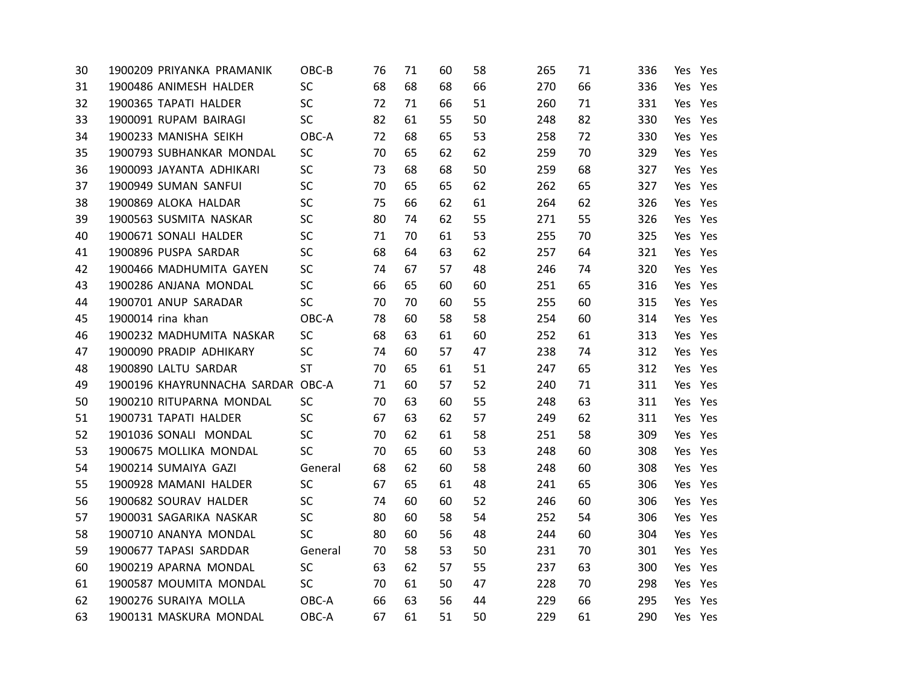| | | | | | | | | | | | |
|---|---|---|---|---|---|---|---|---|---|---|---|
| 30 | 1900209 PRIYANKA PRAMANIK | OBC-B | 76 | 71 | 60 | 58 | 265 | 71 | 336 | Yes | Yes |
| 31 | 1900486 ANIMESH HALDER | SC | 68 | 68 | 68 | 66 | 270 | 66 | 336 | Yes | Yes |
| 32 | 1900365 TAPATI HALDER | SC | 72 | 71 | 66 | 51 | 260 | 71 | 331 | Yes | Yes |
| 33 | 1900091 RUPAM BAIRAGI | SC | 82 | 61 | 55 | 50 | 248 | 82 | 330 | Yes | Yes |
| 34 | 1900233 MANISHA SEIKH | OBC-A | 72 | 68 | 65 | 53 | 258 | 72 | 330 | Yes | Yes |
| 35 | 1900793 SUBHANKAR MONDAL | SC | 70 | 65 | 62 | 62 | 259 | 70 | 329 | Yes | Yes |
| 36 | 1900093 JAYANTA ADHIKARI | SC | 73 | 68 | 68 | 50 | 259 | 68 | 327 | Yes | Yes |
| 37 | 1900949 SUMAN SANFUI | SC | 70 | 65 | 65 | 62 | 262 | 65 | 327 | Yes | Yes |
| 38 | 1900869 ALOKA HALDAR | SC | 75 | 66 | 62 | 61 | 264 | 62 | 326 | Yes | Yes |
| 39 | 1900563 SUSMITA NASKAR | SC | 80 | 74 | 62 | 55 | 271 | 55 | 326 | Yes | Yes |
| 40 | 1900671 SONALI HALDER | SC | 71 | 70 | 61 | 53 | 255 | 70 | 325 | Yes | Yes |
| 41 | 1900896 PUSPA SARDAR | SC | 68 | 64 | 63 | 62 | 257 | 64 | 321 | Yes | Yes |
| 42 | 1900466 MADHUMITA GAYEN | SC | 74 | 67 | 57 | 48 | 246 | 74 | 320 | Yes | Yes |
| 43 | 1900286 ANJANA MONDAL | SC | 66 | 65 | 60 | 60 | 251 | 65 | 316 | Yes | Yes |
| 44 | 1900701 ANUP SARADAR | SC | 70 | 70 | 60 | 55 | 255 | 60 | 315 | Yes | Yes |
| 45 | 1900014 rina khan | OBC-A | 78 | 60 | 58 | 58 | 254 | 60 | 314 | Yes | Yes |
| 46 | 1900232 MADHUMITA NASKAR | SC | 68 | 63 | 61 | 60 | 252 | 61 | 313 | Yes | Yes |
| 47 | 1900090 PRADIP ADHIKARY | SC | 74 | 60 | 57 | 47 | 238 | 74 | 312 | Yes | Yes |
| 48 | 1900890 LALTU SARDAR | ST | 70 | 65 | 61 | 51 | 247 | 65 | 312 | Yes | Yes |
| 49 | 1900196 KHAYRUNNACHA SARDAR | OBC-A | 71 | 60 | 57 | 52 | 240 | 71 | 311 | Yes | Yes |
| 50 | 1900210 RITUPARNA MONDAL | SC | 70 | 63 | 60 | 55 | 248 | 63 | 311 | Yes | Yes |
| 51 | 1900731 TAPATI HALDER | SC | 67 | 63 | 62 | 57 | 249 | 62 | 311 | Yes | Yes |
| 52 | 1901036 SONALI MONDAL | SC | 70 | 62 | 61 | 58 | 251 | 58 | 309 | Yes | Yes |
| 53 | 1900675 MOLLIKA MONDAL | SC | 70 | 65 | 60 | 53 | 248 | 60 | 308 | Yes | Yes |
| 54 | 1900214 SUMAIYA GAZI | General | 68 | 62 | 60 | 58 | 248 | 60 | 308 | Yes | Yes |
| 55 | 1900928 MAMANI HALDER | SC | 67 | 65 | 61 | 48 | 241 | 65 | 306 | Yes | Yes |
| 56 | 1900682 SOURAV HALDER | SC | 74 | 60 | 60 | 52 | 246 | 60 | 306 | Yes | Yes |
| 57 | 1900031 SAGARIKA NASKAR | SC | 80 | 60 | 58 | 54 | 252 | 54 | 306 | Yes | Yes |
| 58 | 1900710 ANANYA MONDAL | SC | 80 | 60 | 56 | 48 | 244 | 60 | 304 | Yes | Yes |
| 59 | 1900677 TAPASI SARDDAR | General | 70 | 58 | 53 | 50 | 231 | 70 | 301 | Yes | Yes |
| 60 | 1900219 APARNA MONDAL | SC | 63 | 62 | 57 | 55 | 237 | 63 | 300 | Yes | Yes |
| 61 | 1900587 MOUMITA MONDAL | SC | 70 | 61 | 50 | 47 | 228 | 70 | 298 | Yes | Yes |
| 62 | 1900276 SURAIYA MOLLA | OBC-A | 66 | 63 | 56 | 44 | 229 | 66 | 295 | Yes | Yes |
| 63 | 1900131 MASKURA MONDAL | OBC-A | 67 | 61 | 51 | 50 | 229 | 61 | 290 | Yes | Yes |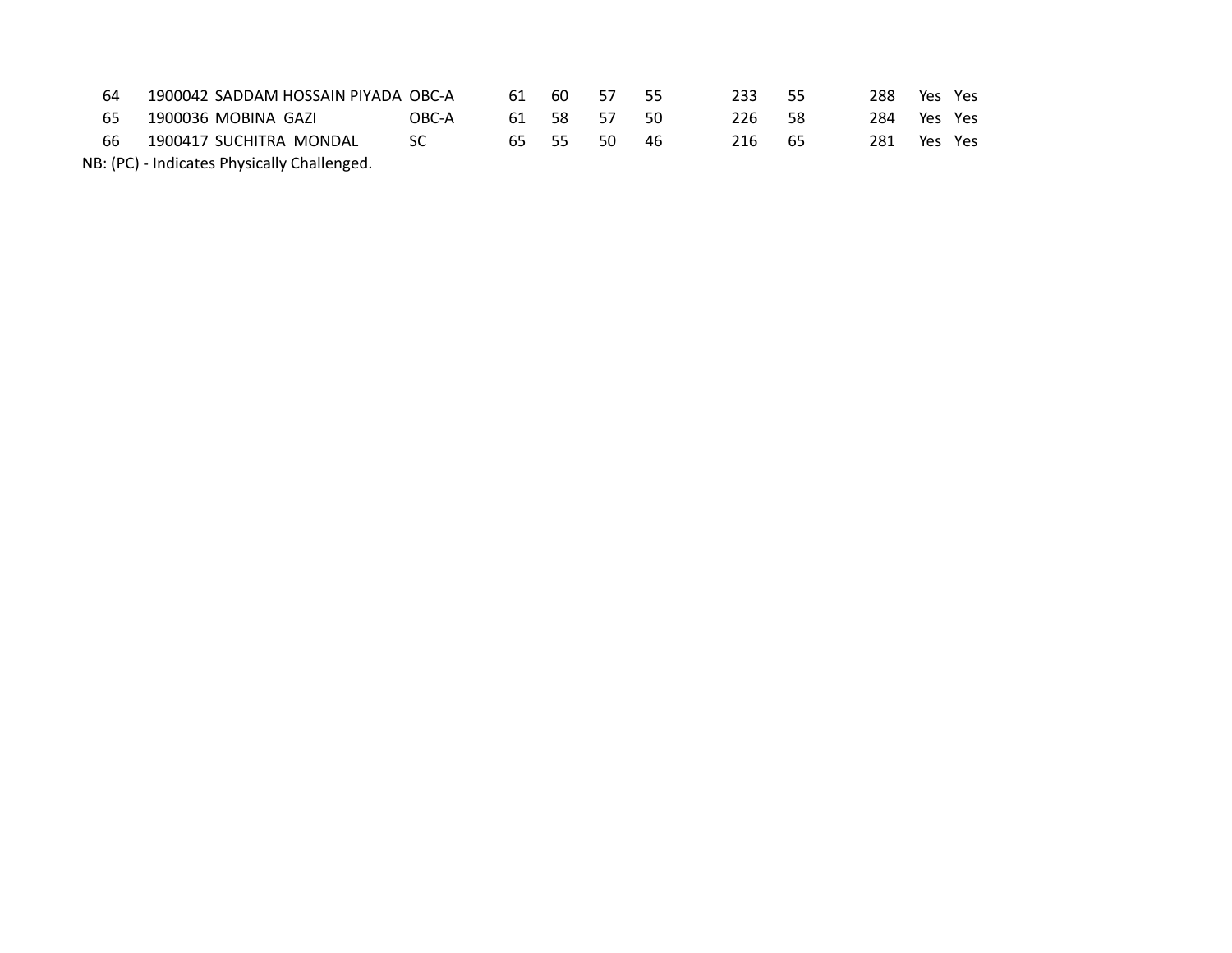| | | | | | | | | | | | | |
|---|---|---|---|---|---|---|---|---|---|---|---|---|
| 64 | 1900042 | SADDAM HOSSAIN PIYADA | OBC-A | 61 | 60 | 57 | 55 | 233 | 55 | 288 | Yes | Yes |
| 65 | 1900036 | MOBINA GAZI | OBC-A | 61 | 58 | 57 | 50 | 226 | 58 | 284 | Yes | Yes |
| 66 | 1900417 | SUCHITRA MONDAL | SC | 65 | 55 | 50 | 46 | 216 | 65 | 281 | Yes | Yes |

NB: (PC) - Indicates Physically Challenged.